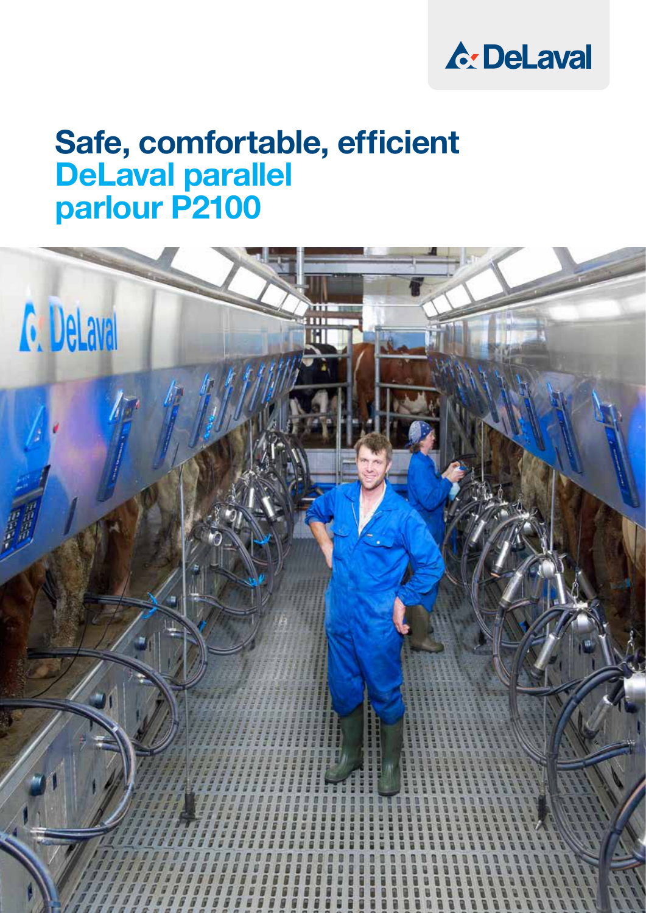# Safe, comfortable, efficient
## DeLaval parallel parlour P2100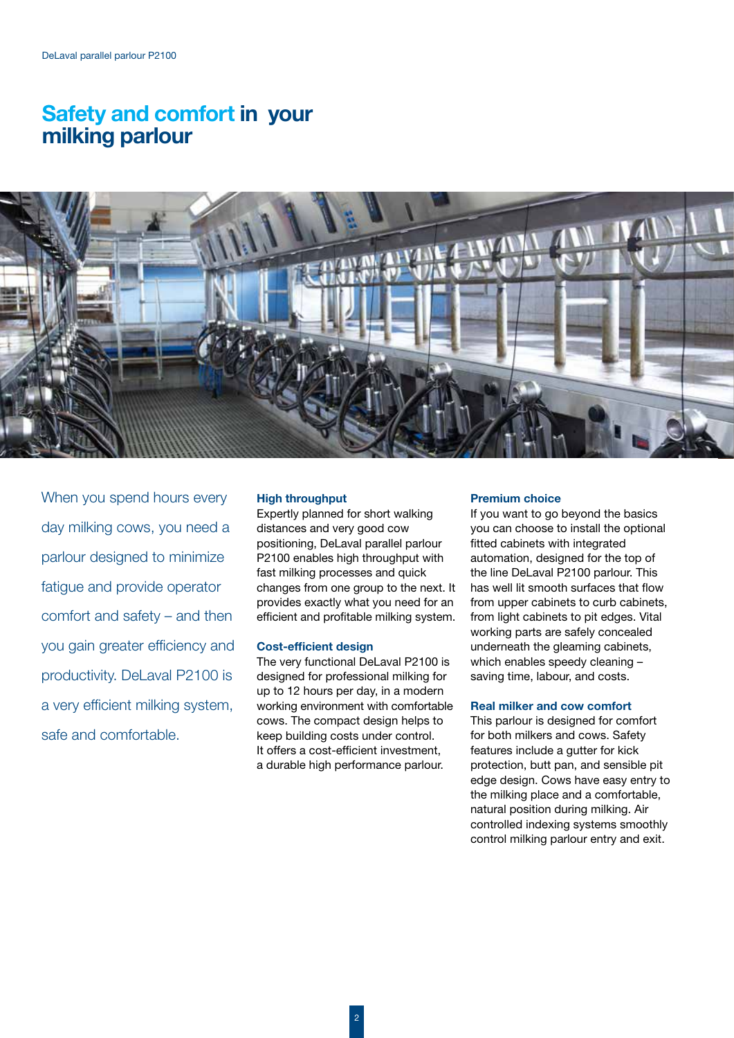# Safety and comfort in your milking parlour

When you spend hours every day milking cows, you need a parlour designed to minimize fatigue and provide operator comfort and safety – and then you gain greater efficiency and productivity. DeLaval P2100 is a very efficient milking system, safe and comfortable.

### High throughput

Expertly planned for short walking distances and very good cow positioning, DeLaval parallel parlour P2100 enables high throughput with fast milking processes and quick changes from one group to the next. It provides exactly what you need for an efficient and profitable milking system.

### Cost-efficient design

The very functional DeLaval P2100 is designed for professional milking for up to 12 hours per day, in a modern working environment with comfortable cows. The compact design helps to keep building costs under control. It offers a cost-efficient investment, a durable high performance parlour.

### Premium choice

If you want to go beyond the basics you can choose to install the optional fitted cabinets with integrated automation, designed for the top of the line DeLaval P2100 parlour. This has well lit smooth surfaces that flow from upper cabinets to curb cabinets, from light cabinets to pit edges. Vital working parts are safely concealed underneath the gleaming cabinets, which enables speedy cleaning – saving time, labour, and costs.

### Real milker and cow comfort

This parlour is designed for comfort for both milkers and cows. Safety features include a gutter for kick protection, butt pan, and sensible pit edge design. Cows have easy entry to the milking place and a comfortable, natural position during milking. Air controlled indexing systems smoothly control milking parlour entry and exit.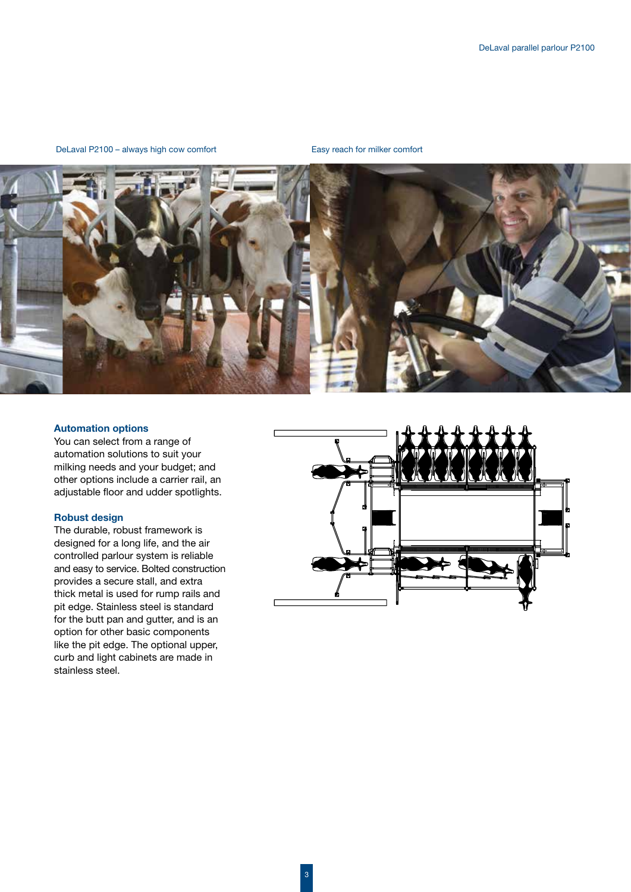DeLaval P2100 – always high cow comfort

Easy reach for milker comfort

### Automation options

You can select from a range of automation solutions to suit your milking needs and your budget; and other options include a carrier rail, an adjustable floor and udder spotlights.

### Robust design

The durable, robust framework is designed for a long life, and the air controlled parlour system is reliable and easy to service. Bolted construction provides a secure stall, and extra thick metal is used for rump rails and pit edge. Stainless steel is standard for the butt pan and gutter, and is an option for other basic components like the pit edge. The optional upper, curb and light cabinets are made in stainless steel.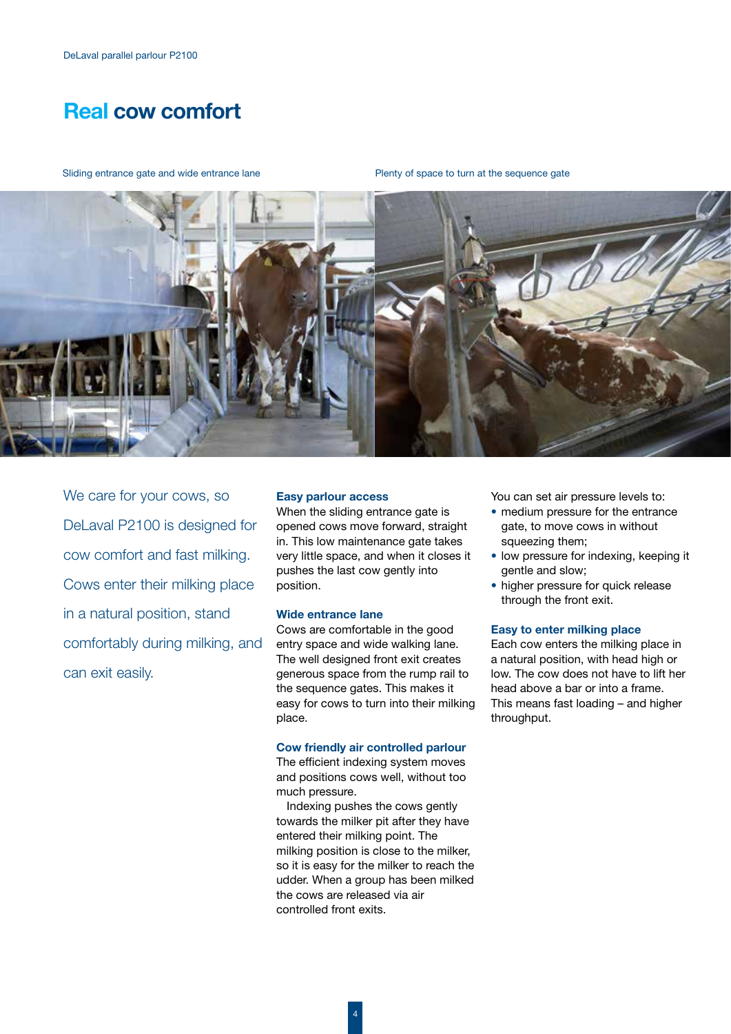# Real cow comfort

Sliding entrance gate and wide entrance lane

Plenty of space to turn at the sequence gate

We care for your cows, so DeLaval P2100 is designed for cow comfort and fast milking. Cows enter their milking place in a natural position, stand comfortably during milking, and can exit easily.

### Easy parlour access

When the sliding entrance gate is opened cows move forward, straight in. This low maintenance gate takes very little space, and when it closes it pushes the last cow gently into position.

### Wide entrance lane

Cows are comfortable in the good entry space and wide walking lane. The well designed front exit creates generous space from the rump rail to the sequence gates. This makes it easy for cows to turn into their milking place.

### Cow friendly air controlled parlour

The efficient indexing system moves and positions cows well, without too much pressure.

Indexing pushes the cows gently towards the milker pit after they have entered their milking point. The milking position is close to the milker, so it is easy for the milker to reach the udder. When a group has been milked the cows are released via air controlled front exits.

You can set air pressure levels to:

- medium pressure for the entrance gate, to move cows in without squeezing them;
- low pressure for indexing, keeping it gentle and slow;
- higher pressure for quick release through the front exit.

### Easy to enter milking place

Each cow enters the milking place in a natural position, with head high or low. The cow does not have to lift her head above a bar or into a frame. This means fast loading – and higher throughput.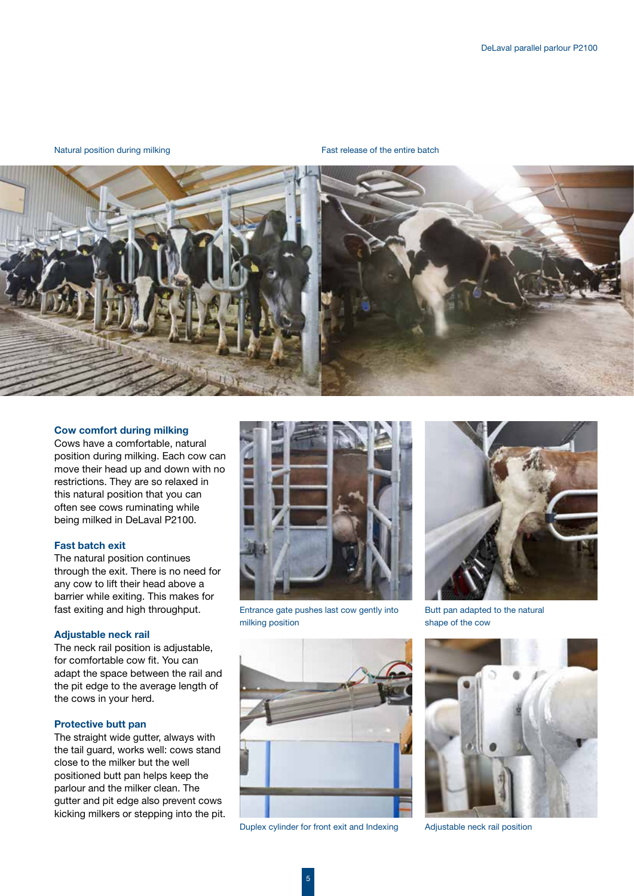Natural position during milking

Fast release of the entire batch

### Cow comfort during milking

Cows have a comfortable, natural position during milking. Each cow can move their head up and down with no restrictions. They are so relaxed in this natural position that you can often see cows ruminating while being milked in DeLaval P2100.

### Fast batch exit

The natural position continues through the exit. There is no need for any cow to lift their head above a barrier while exiting. This makes for fast exiting and high throughput.

### Adjustable neck rail

The neck rail position is adjustable, for comfortable cow fit. You can adapt the space between the rail and the pit edge to the average length of the cows in your herd.

### Protective butt pan

The straight wide gutter, always with the tail guard, works well: cows stand close to the milker but the well positioned butt pan helps keep the parlour and the milker clean. The gutter and pit edge also prevent cows kicking milkers or stepping into the pit.

Entrance gate pushes last cow gently into milking position

Butt pan adapted to the natural shape of the cow

Duplex cylinder for front exit and Indexing

Adjustable neck rail position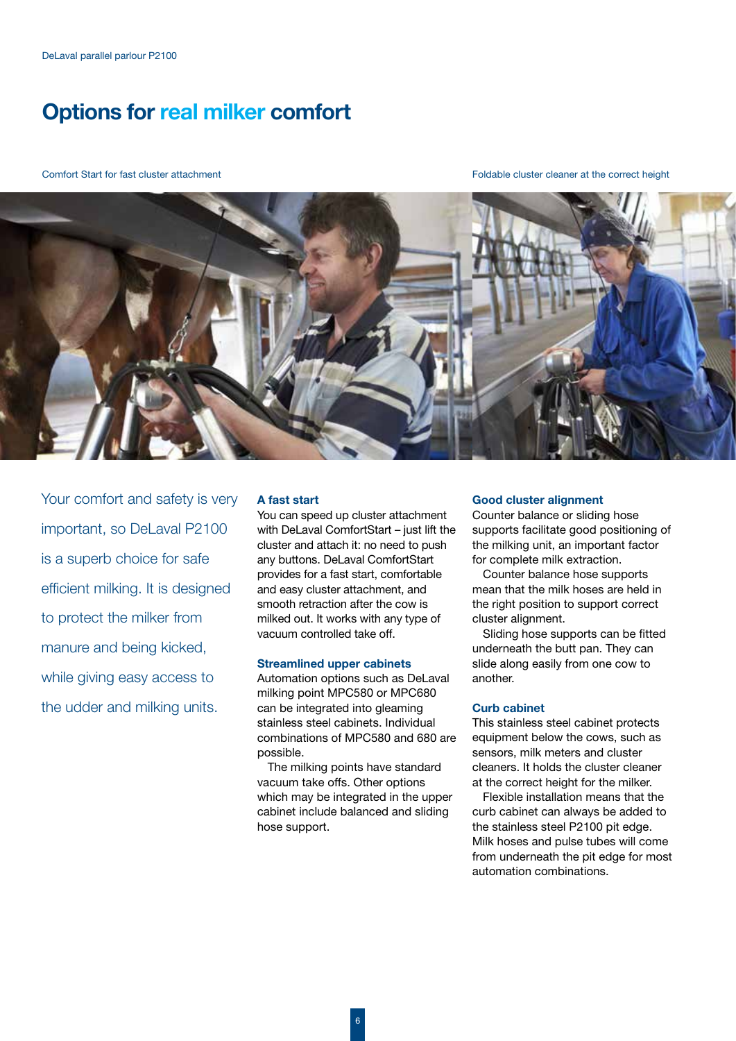# Options for real milker comfort

Comfort Start for fast cluster attachment

Foldable cluster cleaner at the correct height

Your comfort and safety is very important, so DeLaval P2100 is a superb choice for safe efficient milking. It is designed to protect the milker from manure and being kicked, while giving easy access to the udder and milking units.

### A fast start

You can speed up cluster attachment with DeLaval ComfortStart – just lift the cluster and attach it: no need to push any buttons. DeLaval ComfortStart provides for a fast start, comfortable and easy cluster attachment, and smooth retraction after the cow is milked out. It works with any type of vacuum controlled take off.

### Streamlined upper cabinets

Automation options such as DeLaval milking point MPC580 or MPC680 can be integrated into gleaming stainless steel cabinets. Individual combinations of MPC580 and 680 are possible.

The milking points have standard vacuum take offs. Other options which may be integrated in the upper cabinet include balanced and sliding hose support.

### Good cluster alignment

Counter balance or sliding hose supports facilitate good positioning of the milking unit, an important factor for complete milk extraction.

Counter balance hose supports mean that the milk hoses are held in the right position to support correct cluster alignment.

Sliding hose supports can be fitted underneath the butt pan. They can slide along easily from one cow to another.

### Curb cabinet

This stainless steel cabinet protects equipment below the cows, such as sensors, milk meters and cluster cleaners. It holds the cluster cleaner at the correct height for the milker.

Flexible installation means that the curb cabinet can always be added to the stainless steel P2100 pit edge. Milk hoses and pulse tubes will come from underneath the pit edge for most automation combinations.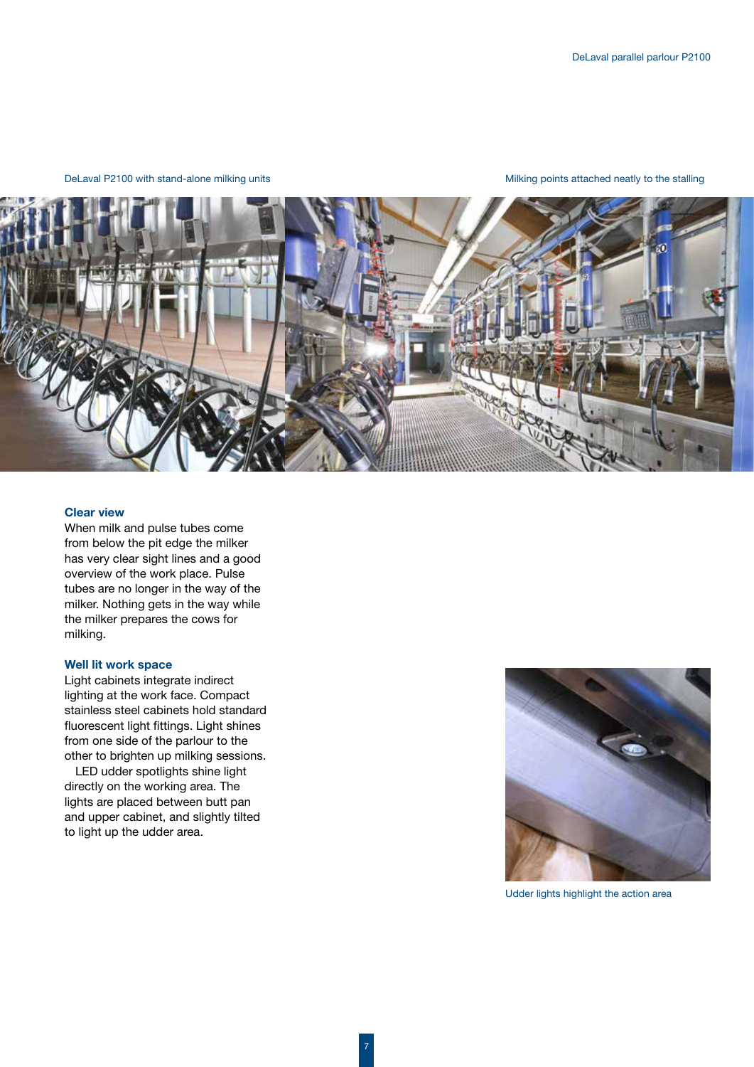DeLaval P2100 with stand-alone milking units

Milking points attached neatly to the stalling

### Clear view

When milk and pulse tubes come from below the pit edge the milker has very clear sight lines and a good overview of the work place. Pulse tubes are no longer in the way of the milker. Nothing gets in the way while the milker prepares the cows for milking.

### Well lit work space

Light cabinets integrate indirect lighting at the work face. Compact stainless steel cabinets hold standard fluorescent light fittings. Light shines from one side of the parlour to the other to brighten up milking sessions.

LED udder spotlights shine light directly on the working area. The lights are placed between butt pan and upper cabinet, and slightly tilted to light up the udder area.

Udder lights highlight the action area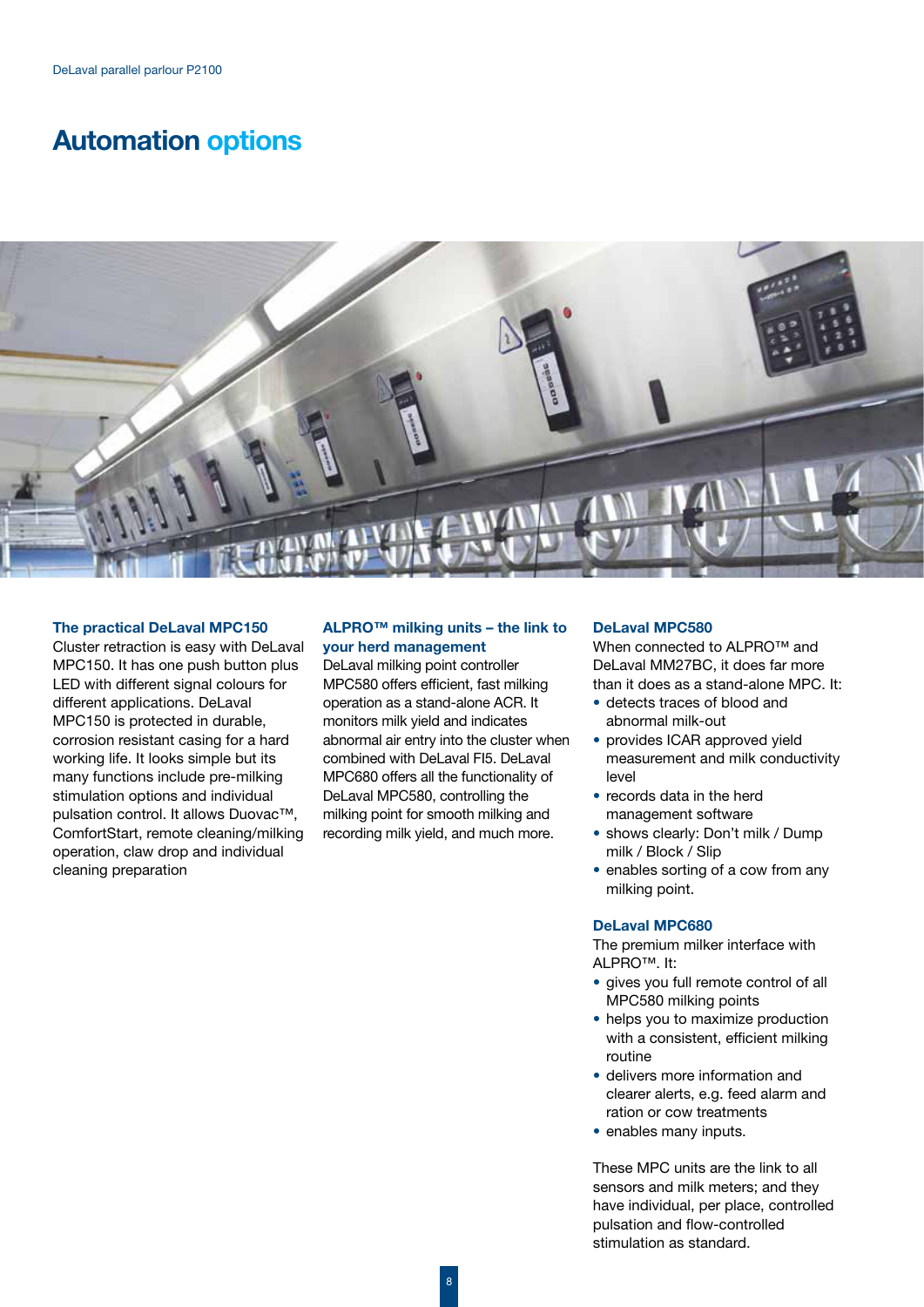# Automation options

### The practical DeLaval MPC150

Cluster retraction is easy with DeLaval MPC150. It has one push button plus LED with different signal colours for different applications. DeLaval MPC150 is protected in durable, corrosion resistant casing for a hard working life. It looks simple but its many functions include pre-milking stimulation options and individual pulsation control. It allows Duovac™, ComfortStart, remote cleaning/milking operation, claw drop and individual cleaning preparation

### ALPRO™ milking units – the link to your herd management

DeLaval milking point controller MPC580 offers efficient, fast milking operation as a stand-alone ACR. It monitors milk yield and indicates abnormal air entry into the cluster when combined with DeLaval FI5. DeLaval MPC680 offers all the functionality of DeLaval MPC580, controlling the milking point for smooth milking and recording milk yield, and much more.

### DeLaval MPC580

When connected to ALPRO™ and DeLaval MM27BC, it does far more than it does as a stand-alone MPC. It:

- detects traces of blood and abnormal milk-out
- provides ICAR approved yield measurement and milk conductivity level
- records data in the herd management software
- shows clearly: Don't milk / Dump milk / Block / Slip
- enables sorting of a cow from any milking point.

### DeLaval MPC680

The premium milker interface with ALPRO™. It:

- gives you full remote control of all MPC580 milking points
- helps you to maximize production with a consistent, efficient milking routine
- delivers more information and clearer alerts, e.g. feed alarm and ration or cow treatments
- enables many inputs.

These MPC units are the link to all sensors and milk meters; and they have individual, per place, controlled pulsation and flow-controlled stimulation as standard.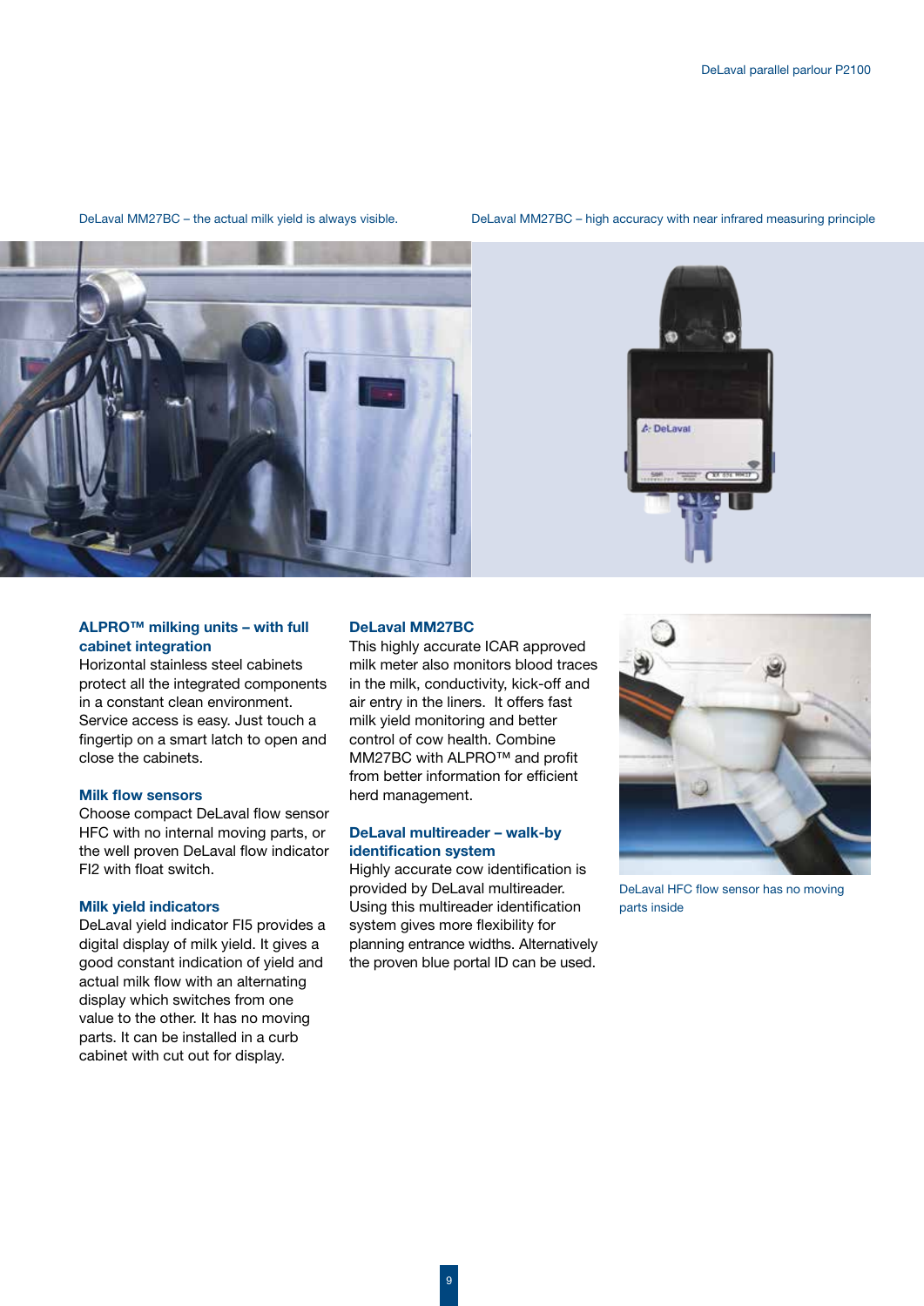DeLaval MM27BC – the actual milk yield is always visible.

DeLaval MM27BC – high accuracy with near infrared measuring principle

### ALPRO™ milking units – with full cabinet integration

Horizontal stainless steel cabinets protect all the integrated components in a constant clean environment. Service access is easy. Just touch a fingertip on a smart latch to open and close the cabinets.

### Milk flow sensors

Choose compact DeLaval flow sensor HFC with no internal moving parts, or the well proven DeLaval flow indicator FI2 with float switch.

### Milk yield indicators

DeLaval yield indicator FI5 provides a digital display of milk yield. It gives a good constant indication of yield and actual milk flow with an alternating display which switches from one value to the other. It has no moving parts. It can be installed in a curb cabinet with cut out for display.

### DeLaval MM27BC

This highly accurate ICAR approved milk meter also monitors blood traces in the milk, conductivity, kick-off and air entry in the liners. It offers fast milk yield monitoring and better control of cow health. Combine MM27BC with ALPRO™ and profit from better information for efficient herd management.

### DeLaval multireader – walk-by identification system

Highly accurate cow identification is provided by DeLaval multireader. Using this multireader identification system gives more flexibility for planning entrance widths. Alternatively the proven blue portal ID can be used.

DeLaval HFC flow sensor has no moving parts inside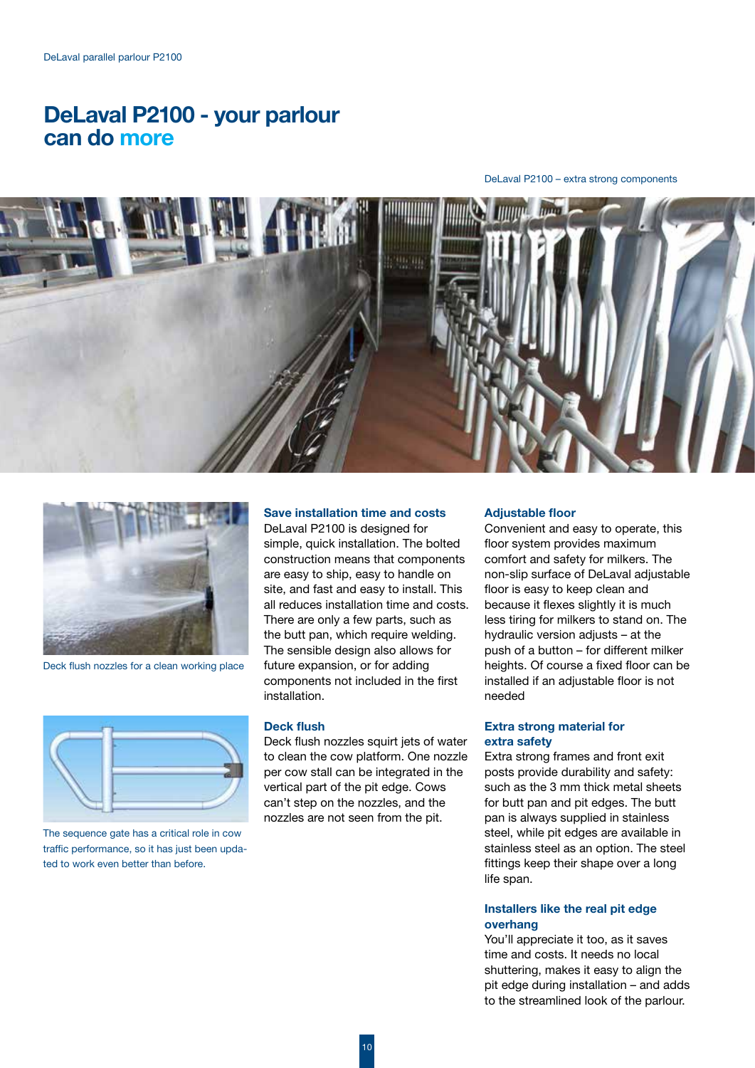# DeLaval P2100 - your parlour can do more

DeLaval P2100 – extra strong components

Deck flush nozzles for a clean working place

The sequence gate has a critical role in cow traffic performance, so it has just been updated to work even better than before.

### Save installation time and costs

DeLaval P2100 is designed for simple, quick installation. The bolted construction means that components are easy to ship, easy to handle on site, and fast and easy to install. This all reduces installation time and costs. There are only a few parts, such as the butt pan, which require welding. The sensible design also allows for future expansion, or for adding components not included in the first installation.

### Deck flush

Deck flush nozzles squirt jets of water to clean the cow platform. One nozzle per cow stall can be integrated in the vertical part of the pit edge. Cows can't step on the nozzles, and the nozzles are not seen from the pit.

### Adjustable floor

Convenient and easy to operate, this floor system provides maximum comfort and safety for milkers. The non-slip surface of DeLaval adjustable floor is easy to keep clean and because it flexes slightly it is much less tiring for milkers to stand on. The hydraulic version adjusts – at the push of a button – for different milker heights. Of course a fixed floor can be installed if an adjustable floor is not needed

### Extra strong material for extra safety

Extra strong frames and front exit posts provide durability and safety: such as the 3 mm thick metal sheets for butt pan and pit edges. The butt pan is always supplied in stainless steel, while pit edges are available in stainless steel as an option. The steel fittings keep their shape over a long life span.

### Installers like the real pit edge overhang

You'll appreciate it too, as it saves time and costs. It needs no local shuttering, makes it easy to align the pit edge during installation – and adds to the streamlined look of the parlour.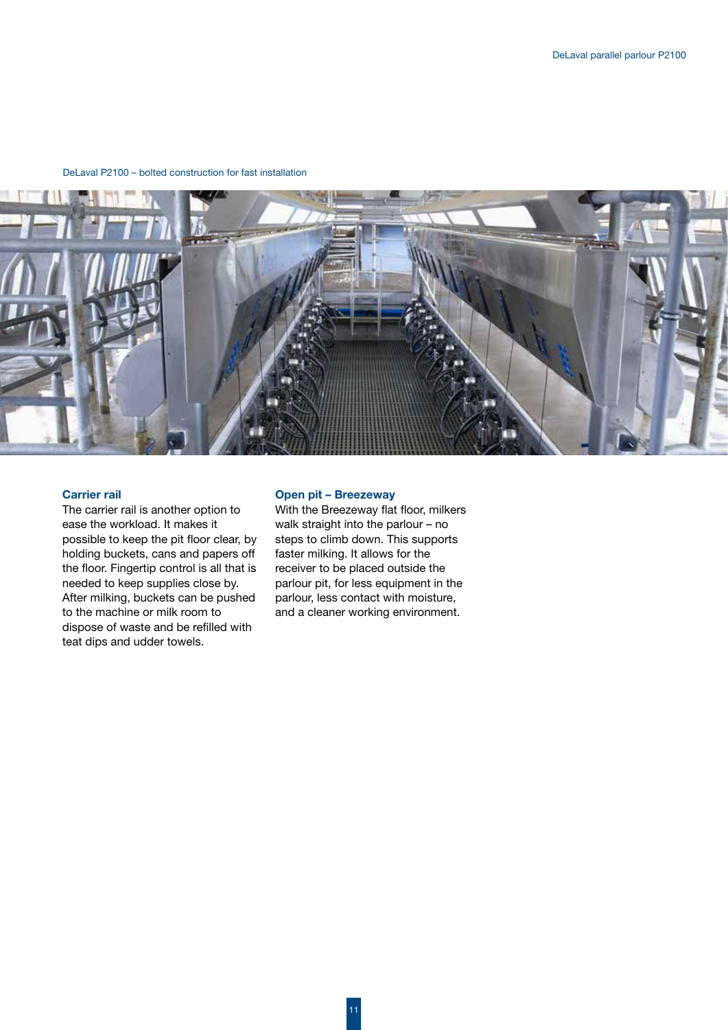DeLaval P2100 – bolted construction for fast installation

### Carrier rail

The carrier rail is another option to ease the workload. It makes it possible to keep the pit floor clear, by holding buckets, cans and papers off the floor. Fingertip control is all that is needed to keep supplies close by. After milking, buckets can be pushed to the machine or milk room to dispose of waste and be refilled with teat dips and udder towels.

### Open pit – Breezeway

With the Breezeway flat floor, milkers walk straight into the parlour – no steps to climb down. This supports faster milking. It allows for the receiver to be placed outside the parlour pit, for less equipment in the parlour, less contact with moisture, and a cleaner working environment.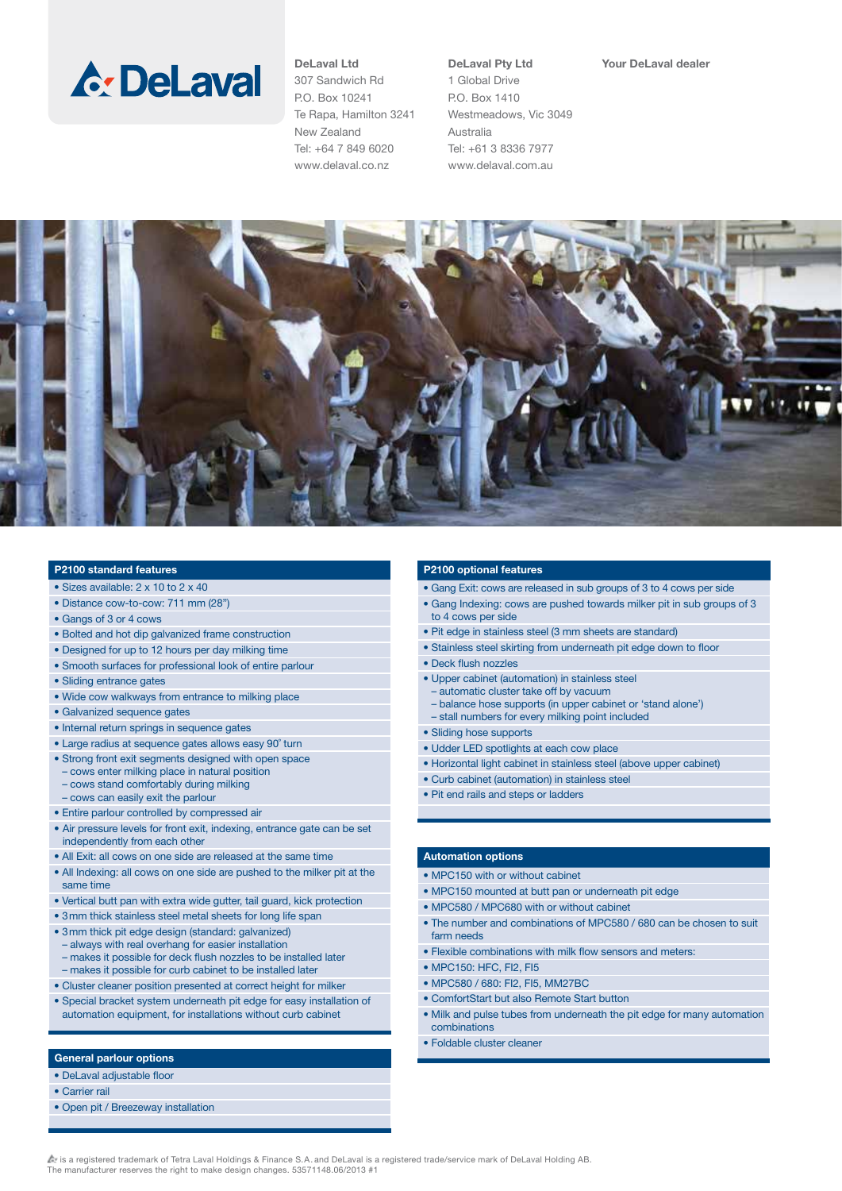DeLaval

**DeLaval Ltd**
307 Sandwich Rd
P.O. Box 10241
Te Rapa, Hamilton 3241
New Zealand
Tel: +64 7 849 6020
www.delaval.co.nz

**DeLaval Pty Ltd**
1 Global Drive
P.O. Box 1410
Westmeadows, Vic 3049
Australia
Tel: +61 3 8336 7977
www.delaval.com.au

**Your DeLaval dealer**

## P2100 standard features

- Sizes available: 2 x 10 to 2 x 40
- Distance cow-to-cow: 711 mm (28")
- Gangs of 3 or 4 cows
- Bolted and hot dip galvanized frame construction
- Designed for up to 12 hours per day milking time
- Smooth surfaces for professional look of entire parlour
- Sliding entrance gates
- Wide cow walkways from entrance to milking place
- Galvanized sequence gates
- Internal return springs in sequence gates
- Large radius at sequence gates allows easy 90˚ turn
- Strong front exit segments designed with open space
  - cows enter milking place in natural position
  - cows stand comfortably during milking
  - cows can easily exit the parlour
- Entire parlour controlled by compressed air
- Air pressure levels for front exit, indexing, entrance gate can be set independently from each other
- All Exit: all cows on one side are released at the same time
- All Indexing: all cows on one side are pushed to the milker pit at the same time
- Vertical butt pan with extra wide gutter, tail guard, kick protection
- 3mm thick stainless steel metal sheets for long life span
- 3mm thick pit edge design (standard: galvanized)
  - always with real overhang for easier installation
  - makes it possible for deck flush nozzles to be installed later
  - makes it possible for curb cabinet to be installed later
- Cluster cleaner position presented at correct height for milker
- Special bracket system underneath pit edge for easy installation of automation equipment, for installations without curb cabinet

## General parlour options

- DeLaval adjustable floor
- Carrier rail
- Open pit / Breezeway installation

## P2100 optional features

- Gang Exit: cows are released in sub groups of 3 to 4 cows per side
- Gang Indexing: cows are pushed towards milker pit in sub groups of 3 to 4 cows per side
- Pit edge in stainless steel (3 mm sheets are standard)
- Stainless steel skirting from underneath pit edge down to floor
- Deck flush nozzles
- Upper cabinet (automation) in stainless steel
  - automatic cluster take off by vacuum
  - balance hose supports (in upper cabinet or 'stand alone')
  - stall numbers for every milking point included
- Sliding hose supports
- Udder LED spotlights at each cow place
- Horizontal light cabinet in stainless steel (above upper cabinet)
- Curb cabinet (automation) in stainless steel
- Pit end rails and steps or ladders

## Automation options

- MPC150 with or without cabinet
- MPC150 mounted at butt pan or underneath pit edge
- MPC580 / MPC680 with or without cabinet
- The number and combinations of MPC580 / 680 can be chosen to suit farm needs
- Flexible combinations with milk flow sensors and meters:
- MPC150: HFC, FI2, FI5
- MPC580 / 680: FI2, FI5, MM27BC
- ComfortStart but also Remote Start button
- Milk and pulse tubes from underneath the pit edge for many automation combinations
- Foldable cluster cleaner

is a registered trademark of Tetra Laval Holdings & Finance S.A. and DeLaval is a registered trade/service mark of DeLaval Holding AB.
The manufacturer reserves the right to make design changes. 53571148.06/2013 #1